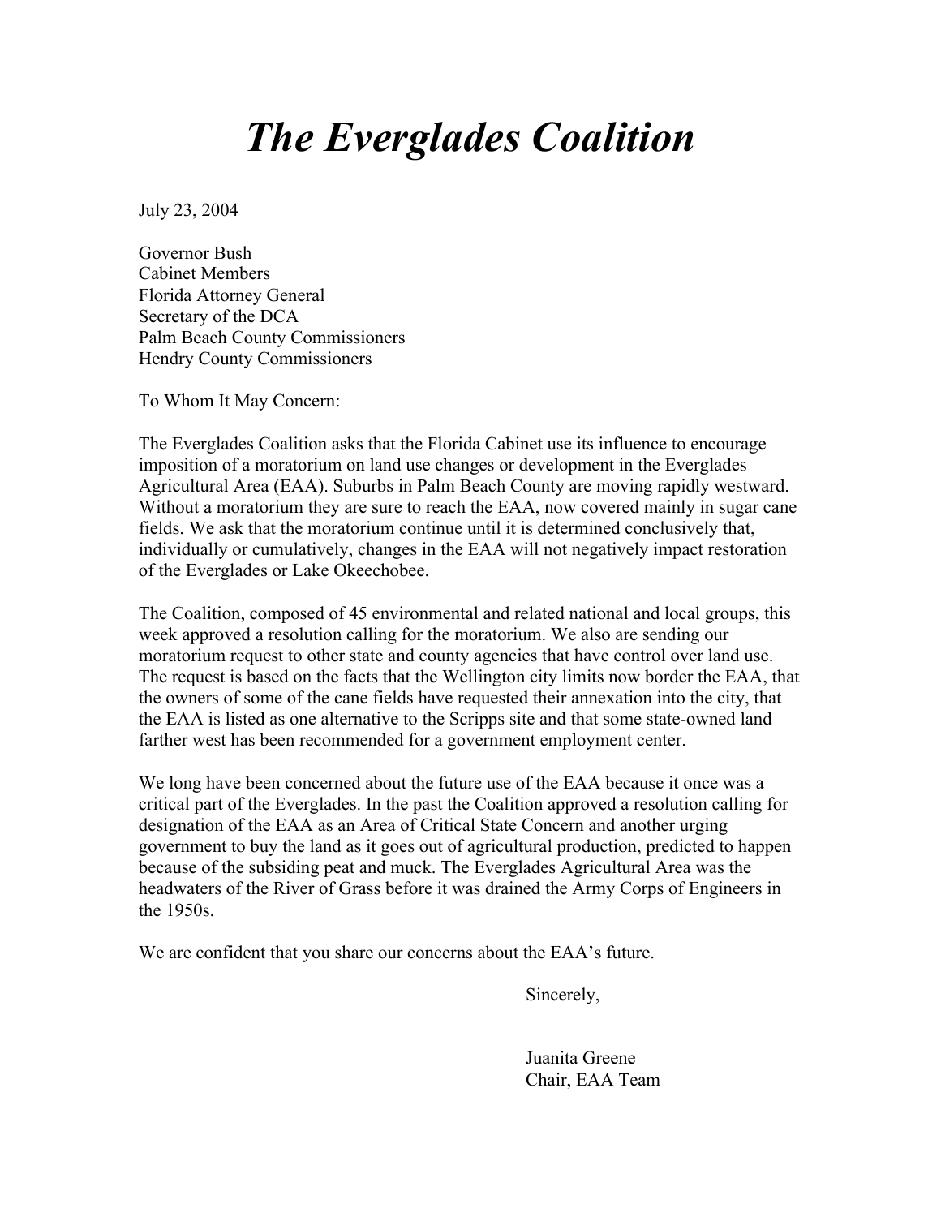# *The Everglades Coalition*

July 23, 2004

Governor Bush
Cabinet Members
Florida Attorney General
Secretary of the DCA
Palm Beach County Commissioners
Hendry County Commissioners

To Whom It May Concern:

The Everglades Coalition asks that the Florida Cabinet use its influence to encourage imposition of a moratorium on land use changes or development in the Everglades Agricultural Area (EAA). Suburbs in Palm Beach County are moving rapidly westward. Without a moratorium they are sure to reach the EAA, now covered mainly in sugar cane fields. We ask that the moratorium continue until it is determined conclusively that, individually or cumulatively, changes in the EAA will not negatively impact restoration of the Everglades or Lake Okeechobee.

The Coalition, composed of 45 environmental and related national and local groups, this week approved a resolution calling for the moratorium. We also are sending our moratorium request to other state and county agencies that have control over land use. The request is based on the facts that the Wellington city limits now border the EAA, that the owners of some of the cane fields have requested their annexation into the city, that the EAA is listed as one alternative to the Scripps site and that some state-owned land farther west has been recommended for a government employment center.

We long have been concerned about the future use of the EAA because it once was a critical part of the Everglades. In the past the Coalition approved a resolution calling for designation of the EAA as an Area of Critical State Concern and another urging government to buy the land as it goes out of agricultural production, predicted to happen because of the subsiding peat and muck. The Everglades Agricultural Area was the headwaters of the River of Grass before it was drained the Army Corps of Engineers in the 1950s.

We are confident that you share our concerns about the EAA's future.

Sincerely,

Juanita Greene
Chair, EAA Team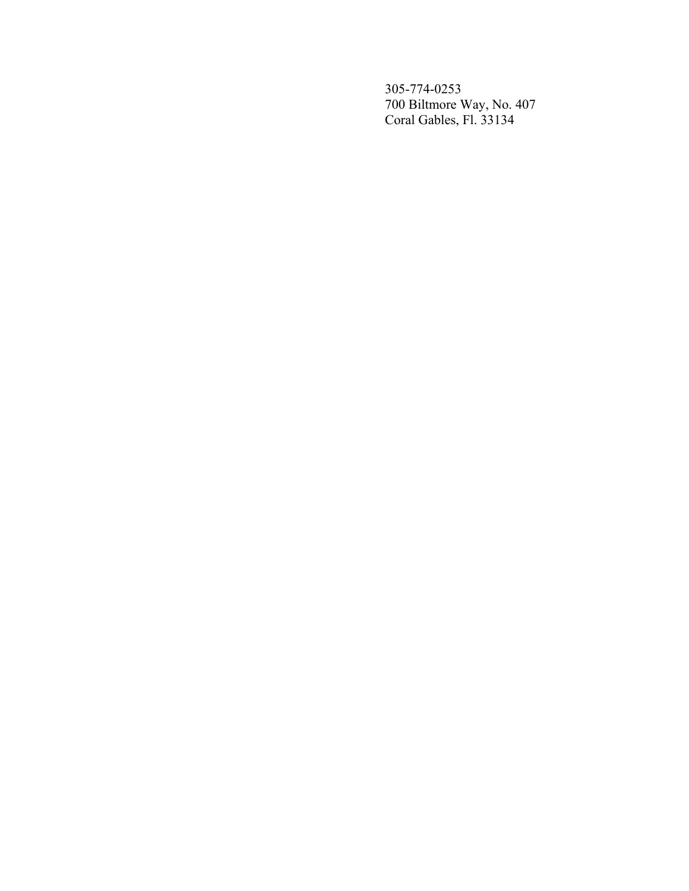305-774-0253
700 Biltmore Way, No. 407
Coral Gables, Fl. 33134